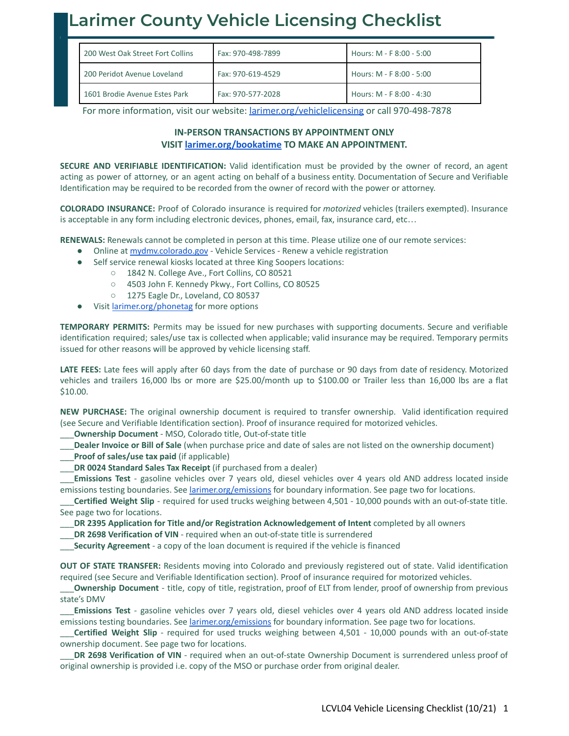# Larimer County Vehicle Licensing Checklist

| | | |
|---|---|---|
| 200 West Oak Street Fort Collins | Fax: 970-498-7899 | Hours: M - F 8:00 - 5:00 |
| 200 Peridot Avenue Loveland | Fax: 970-619-4529 | Hours: M - F 8:00 - 5:00 |
| 1601 Brodie Avenue Estes Park | Fax: 970-577-2028 | Hours: M - F 8:00 - 4:30 |

For more information, visit our website: larimer.org/vehiclelicensing or call 970-498-7878

**IN-PERSON TRANSACTIONS BY APPOINTMENT ONLY**
**VISIT larimer.org/bookatime TO MAKE AN APPOINTMENT.**

**SECURE AND VERIFIABLE IDENTIFICATION:** Valid identification must be provided by the owner of record, an agent acting as power of attorney, or an agent acting on behalf of a business entity. Documentation of Secure and Verifiable Identification may be required to be recorded from the owner of record with the power or attorney.

**COLORADO INSURANCE:** Proof of Colorado insurance is required for *motorized* vehicles (trailers exempted). Insurance is acceptable in any form including electronic devices, phones, email, fax, insurance card, etc…

**RENEWALS:** Renewals cannot be completed in person at this time. Please utilize one of our remote services:

- Online at mydmv.colorado.gov - Vehicle Services - Renew a vehicle registration
- Self service renewal kiosks located at three King Soopers locations:
  - 1842 N. College Ave., Fort Collins, CO 80521
  - 4503 John F. Kennedy Pkwy., Fort Collins, CO 80525
  - 1275 Eagle Dr., Loveland, CO 80537
- Visit larimer.org/phonetag for more options

**TEMPORARY PERMITS:** Permits may be issued for new purchases with supporting documents. Secure and verifiable identification required; sales/use tax is collected when applicable; valid insurance may be required. Temporary permits issued for other reasons will be approved by vehicle licensing staff.

**LATE FEES:** Late fees will apply after 60 days from the date of purchase or 90 days from date of residency. Motorized vehicles and trailers 16,000 lbs or more are $25.00/month up to $100.00 or Trailer less than 16,000 lbs are a flat $10.00.

**NEW PURCHASE:** The original ownership document is required to transfer ownership. Valid identification required (see Secure and Verifiable Identification section). Proof of insurance required for motorized vehicles.

___**Ownership Document** - MSO, Colorado title, Out-of-state title
___**Dealer Invoice or Bill of Sale** (when purchase price and date of sales are not listed on the ownership document)
___**Proof of sales/use tax paid** (if applicable)
___**DR 0024 Standard Sales Tax Receipt** (if purchased from a dealer)
___**Emissions Test** - gasoline vehicles over 7 years old, diesel vehicles over 4 years old AND address located inside emissions testing boundaries. See larimer.org/emissions for boundary information. See page two for locations.
___**Certified Weight Slip** - required for used trucks weighing between 4,501 - 10,000 pounds with an out-of-state title. See page two for locations.
___**DR 2395 Application for Title and/or Registration Acknowledgement of Intent** completed by all owners
___**DR 2698 Verification of VIN** - required when an out-of-state title is surrendered
___**Security Agreement** - a copy of the loan document is required if the vehicle is financed

**OUT OF STATE TRANSFER:** Residents moving into Colorado and previously registered out of state. Valid identification required (see Secure and Verifiable Identification section). Proof of insurance required for motorized vehicles.

___**Ownership Document** - title, copy of title, registration, proof of ELT from lender, proof of ownership from previous state's DMV
___**Emissions Test** - gasoline vehicles over 7 years old, diesel vehicles over 4 years old AND address located inside emissions testing boundaries. See larimer.org/emissions for boundary information. See page two for locations.
___**Certified Weight Slip** - required for used trucks weighing between 4,501 - 10,000 pounds with an out-of-state ownership document. See page two for locations.
___**DR 2698 Verification of VIN** - required when an out-of-state Ownership Document is surrendered unless proof of original ownership is provided i.e. copy of the MSO or purchase order from original dealer.

LCVL04 Vehicle Licensing Checklist (10/21)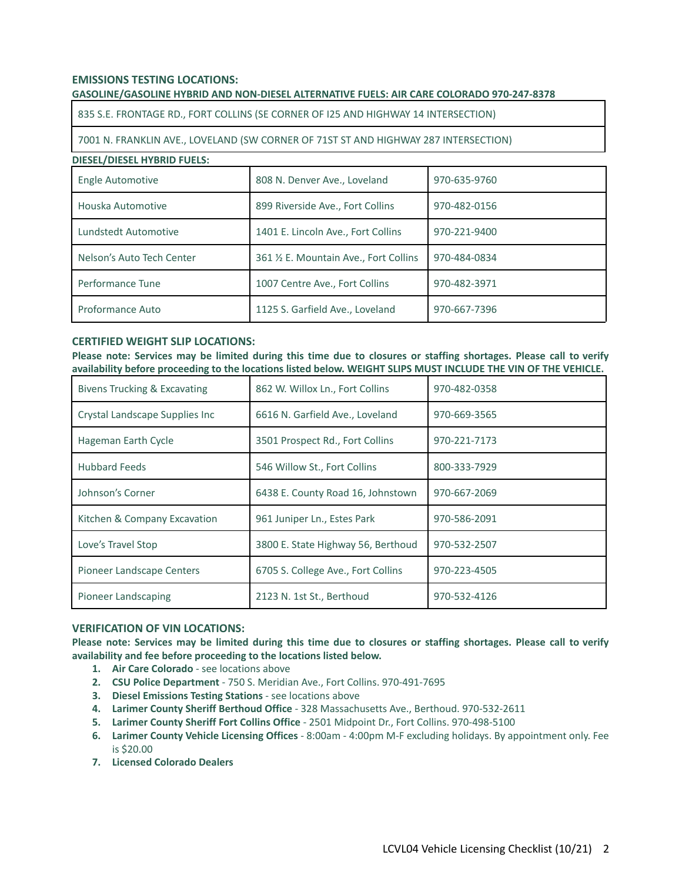## EMISSIONS TESTING LOCATIONS:

### GASOLINE/GASOLINE HYBRID AND NON-DIESEL ALTERNATIVE FUELS: AIR CARE COLORADO 970-247-8378

| |
|---|
| 835 S.E. FRONTAGE RD., FORT COLLINS (SE CORNER OF I25 AND HIGHWAY 14 INTERSECTION) |
| 7001 N. FRANKLIN AVE., LOVELAND (SW CORNER OF 71ST ST AND HIGHWAY 287 INTERSECTION) |

### DIESEL/DIESEL HYBRID FUELS:

| | | |
|---|---|---|
| Engle Automotive | 808 N. Denver Ave., Loveland | 970-635-9760 |
| Houska Automotive | 899 Riverside Ave., Fort Collins | 970-482-0156 |
| Lundstedt Automotive | 1401 E. Lincoln Ave., Fort Collins | 970-221-9400 |
| Nelson's Auto Tech Center | 361 ½ E. Mountain Ave., Fort Collins | 970-484-0834 |
| Performance Tune | 1007 Centre Ave., Fort Collins | 970-482-3971 |
| Proformance Auto | 1125 S. Garfield Ave., Loveland | 970-667-7396 |

## CERTIFIED WEIGHT SLIP LOCATIONS:

**Please note: Services may be limited during this time due to closures or staffing shortages. Please call to verify availability before proceeding to the locations listed below. WEIGHT SLIPS MUST INCLUDE THE VIN OF THE VEHICLE.**

| | | |
|---|---|---|
| Bivens Trucking & Excavating | 862 W. Willox Ln., Fort Collins | 970-482-0358 |
| Crystal Landscape Supplies Inc | 6616 N. Garfield Ave., Loveland | 970-669-3565 |
| Hageman Earth Cycle | 3501 Prospect Rd., Fort Collins | 970-221-7173 |
| Hubbard Feeds | 546 Willow St., Fort Collins | 800-333-7929 |
| Johnson's Corner | 6438 E. County Road 16, Johnstown | 970-667-2069 |
| Kitchen & Company Excavation | 961 Juniper Ln., Estes Park | 970-586-2091 |
| Love's Travel Stop | 3800 E. State Highway 56, Berthoud | 970-532-2507 |
| Pioneer Landscape Centers | 6705 S. College Ave., Fort Collins | 970-223-4505 |
| Pioneer Landscaping | 2123 N. 1st St., Berthoud | 970-532-4126 |

## VERIFICATION OF VIN LOCATIONS:

**Please note: Services may be limited during this time due to closures or staffing shortages. Please call to verify availability and fee before proceeding to the locations listed below.**

1. **Air Care Colorado** - see locations above
2. **CSU Police Department** - 750 S. Meridian Ave., Fort Collins. 970-491-7695
3. **Diesel Emissions Testing Stations** - see locations above
4. **Larimer County Sheriff Berthoud Office** - 328 Massachusetts Ave., Berthoud. 970-532-2611
5. **Larimer County Sheriff Fort Collins Office** - 2501 Midpoint Dr., Fort Collins. 970-498-5100
6. **Larimer County Vehicle Licensing Offices** - 8:00am - 4:00pm M-F excluding holidays. By appointment only. Fee is $20.00
7. **Licensed Colorado Dealers**

LCVL04 Vehicle Licensing Checklist (10/21)